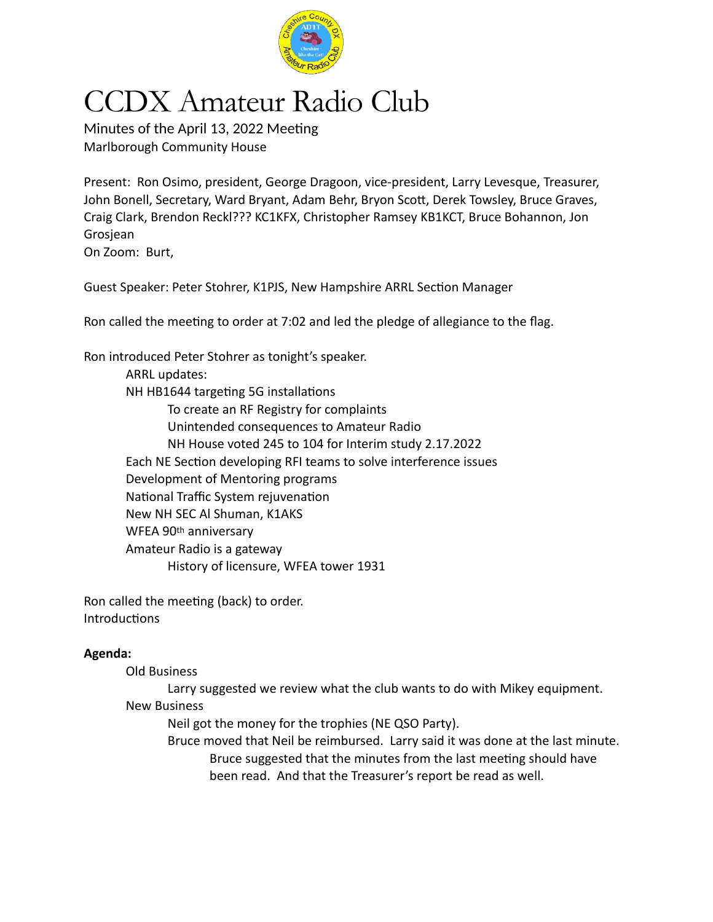# CCDX Amateur Radio Club

Minutes of the April 13, 2022 Meeting
Marlborough Community House

Present: Ron Osimo, president, George Dragoon, vice-president, Larry Levesque, Treasurer, John Bonell, Secretary, Ward Bryant, Adam Behr, Bryon Scott, Derek Towsley, Bruce Graves, Craig Clark, Brendon Reckl??? KC1KFX, Christopher Ramsey KB1KCT, Bruce Bohannon, Jon Grosjean
On Zoom: Burt,

Guest Speaker: Peter Stohrer, K1PJS, New Hampshire ARRL Section Manager

Ron called the meeting to order at 7:02 and led the pledge of allegiance to the flag.

Ron introduced Peter Stohrer as tonight's speaker.

- ARRL updates:
- NH HB1644 targeting 5G installations
  - To create an RF Registry for complaints
  - Unintended consequences to Amateur Radio
  - NH House voted 245 to 104 for Interim study 2.17.2022
- Each NE Section developing RFI teams to solve interference issues
- Development of Mentoring programs
- National Traffic System rejuvenation
- New NH SEC Al Shuman, K1AKS
- WFEA 90th anniversary
- Amateur Radio is a gateway
  - History of licensure, WFEA tower 1931

Ron called the meeting (back) to order.
Introductions

**Agenda:**

- Old Business
  - Larry suggested we review what the club wants to do with Mikey equipment.
- New Business
  - Neil got the money for the trophies (NE QSO Party).
  - Bruce moved that Neil be reimbursed. Larry said it was done at the last minute.
    - Bruce suggested that the minutes from the last meeting should have been read. And that the Treasurer's report be read as well.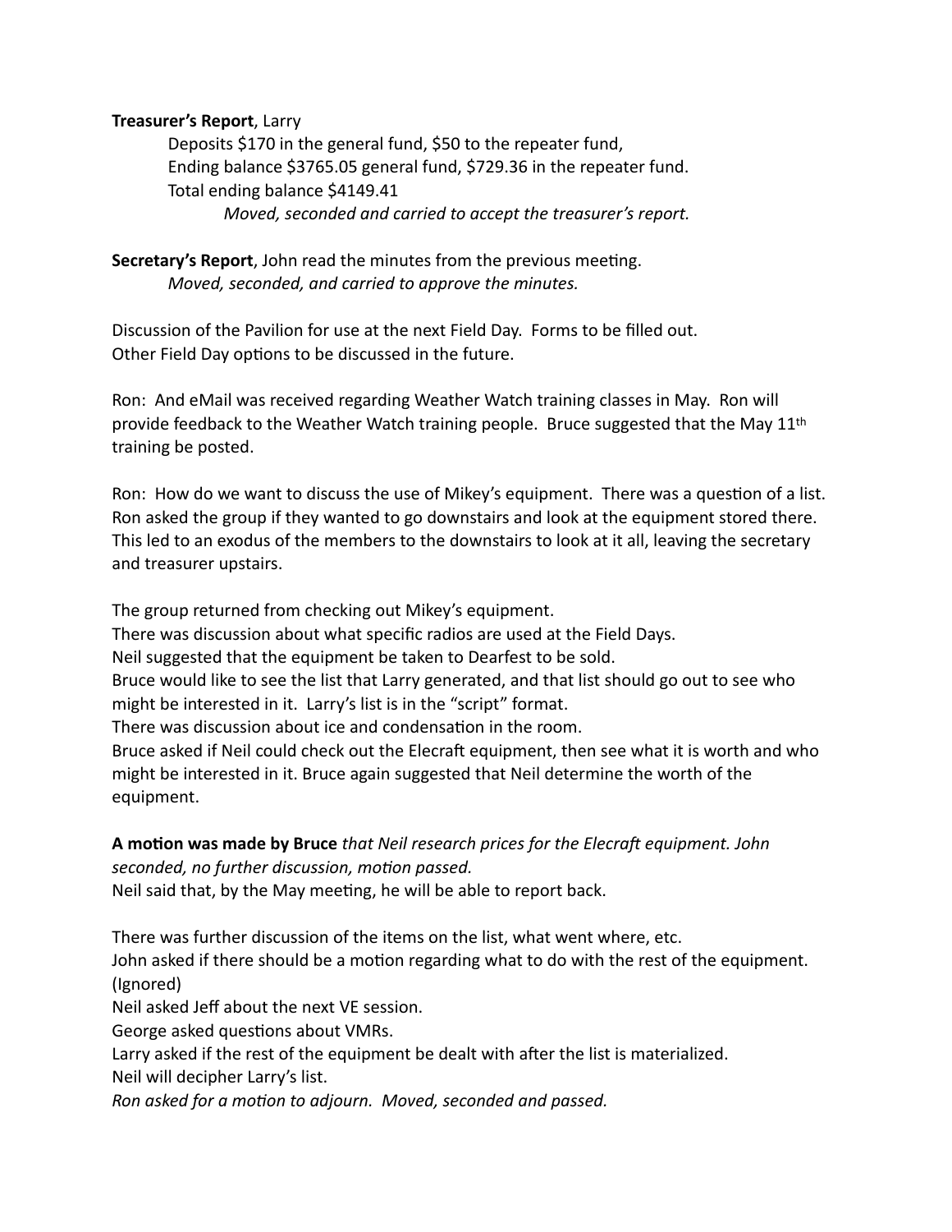**Treasurer's Report**, Larry

Deposits $170 in the general fund, $50 to the repeater fund,
Ending balance $3765.05 general fund, $729.36 in the repeater fund.
Total ending balance $4149.41

*Moved, seconded and carried to accept the treasurer's report.*

**Secretary's Report**, John read the minutes from the previous meeting.

*Moved, seconded, and carried to approve the minutes.*

Discussion of the Pavilion for use at the next Field Day. Forms to be filled out.
Other Field Day options to be discussed in the future.

Ron: And eMail was received regarding Weather Watch training classes in May. Ron will provide feedback to the Weather Watch training people. Bruce suggested that the May 11th training be posted.

Ron: How do we want to discuss the use of Mikey's equipment. There was a question of a list. Ron asked the group if they wanted to go downstairs and look at the equipment stored there. This led to an exodus of the members to the downstairs to look at it all, leaving the secretary and treasurer upstairs.

The group returned from checking out Mikey's equipment.
There was discussion about what specific radios are used at the Field Days.
Neil suggested that the equipment be taken to Dearfest to be sold.
Bruce would like to see the list that Larry generated, and that list should go out to see who might be interested in it. Larry's list is in the "script" format.
There was discussion about ice and condensation in the room.
Bruce asked if Neil could check out the Elecraft equipment, then see what it is worth and who might be interested in it. Bruce again suggested that Neil determine the worth of the equipment.

**A motion was made by Bruce** *that Neil research prices for the Elecraft equipment. John seconded, no further discussion, motion passed.*
Neil said that, by the May meeting, he will be able to report back.

There was further discussion of the items on the list, what went where, etc.
John asked if there should be a motion regarding what to do with the rest of the equipment. (Ignored)
Neil asked Jeff about the next VE session.
George asked questions about VMRs.
Larry asked if the rest of the equipment be dealt with after the list is materialized.
Neil will decipher Larry's list.
*Ron asked for a motion to adjourn. Moved, seconded and passed.*